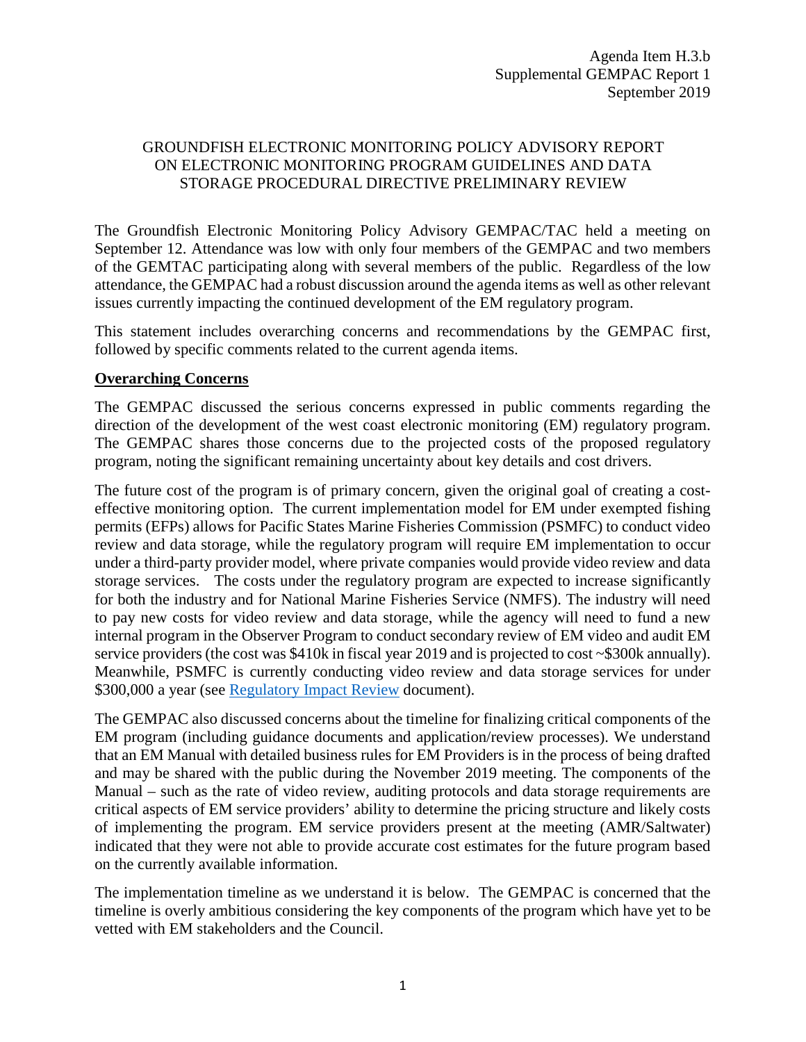Agenda Item H.3.b
Supplemental GEMPAC Report 1
September 2019

# GROUNDFISH ELECTRONIC MONITORING POLICY ADVISORY REPORT ON ELECTRONIC MONITORING PROGRAM GUIDELINES AND DATA STORAGE PROCEDURAL DIRECTIVE PRELIMINARY REVIEW

The Groundfish Electronic Monitoring Policy Advisory GEMPAC/TAC held a meeting on September 12. Attendance was low with only four members of the GEMPAC and two members of the GEMTAC participating along with several members of the public. Regardless of the low attendance, the GEMPAC had a robust discussion around the agenda items as well as other relevant issues currently impacting the continued development of the EM regulatory program.

This statement includes overarching concerns and recommendations by the GEMPAC first, followed by specific comments related to the current agenda items.

## Overarching Concerns

The GEMPAC discussed the serious concerns expressed in public comments regarding the direction of the development of the west coast electronic monitoring (EM) regulatory program. The GEMPAC shares those concerns due to the projected costs of the proposed regulatory program, noting the significant remaining uncertainty about key details and cost drivers.

The future cost of the program is of primary concern, given the original goal of creating a cost-effective monitoring option. The current implementation model for EM under exempted fishing permits (EFPs) allows for Pacific States Marine Fisheries Commission (PSMFC) to conduct video review and data storage, while the regulatory program will require EM implementation to occur under a third-party provider model, where private companies would provide video review and data storage services. The costs under the regulatory program are expected to increase significantly for both the industry and for National Marine Fisheries Service (NMFS). The industry will need to pay new costs for video review and data storage, while the agency will need to fund a new internal program in the Observer Program to conduct secondary review of EM video and audit EM service providers (the cost was $410k in fiscal year 2019 and is projected to cost ~$300k annually). Meanwhile, PSMFC is currently conducting video review and data storage services for under $300,000 a year (see Regulatory Impact Review document).

The GEMPAC also discussed concerns about the timeline for finalizing critical components of the EM program (including guidance documents and application/review processes). We understand that an EM Manual with detailed business rules for EM Providers is in the process of being drafted and may be shared with the public during the November 2019 meeting. The components of the Manual – such as the rate of video review, auditing protocols and data storage requirements are critical aspects of EM service providers' ability to determine the pricing structure and likely costs of implementing the program. EM service providers present at the meeting (AMR/Saltwater) indicated that they were not able to provide accurate cost estimates for the future program based on the currently available information.

The implementation timeline as we understand it is below. The GEMPAC is concerned that the timeline is overly ambitious considering the key components of the program which have yet to be vetted with EM stakeholders and the Council.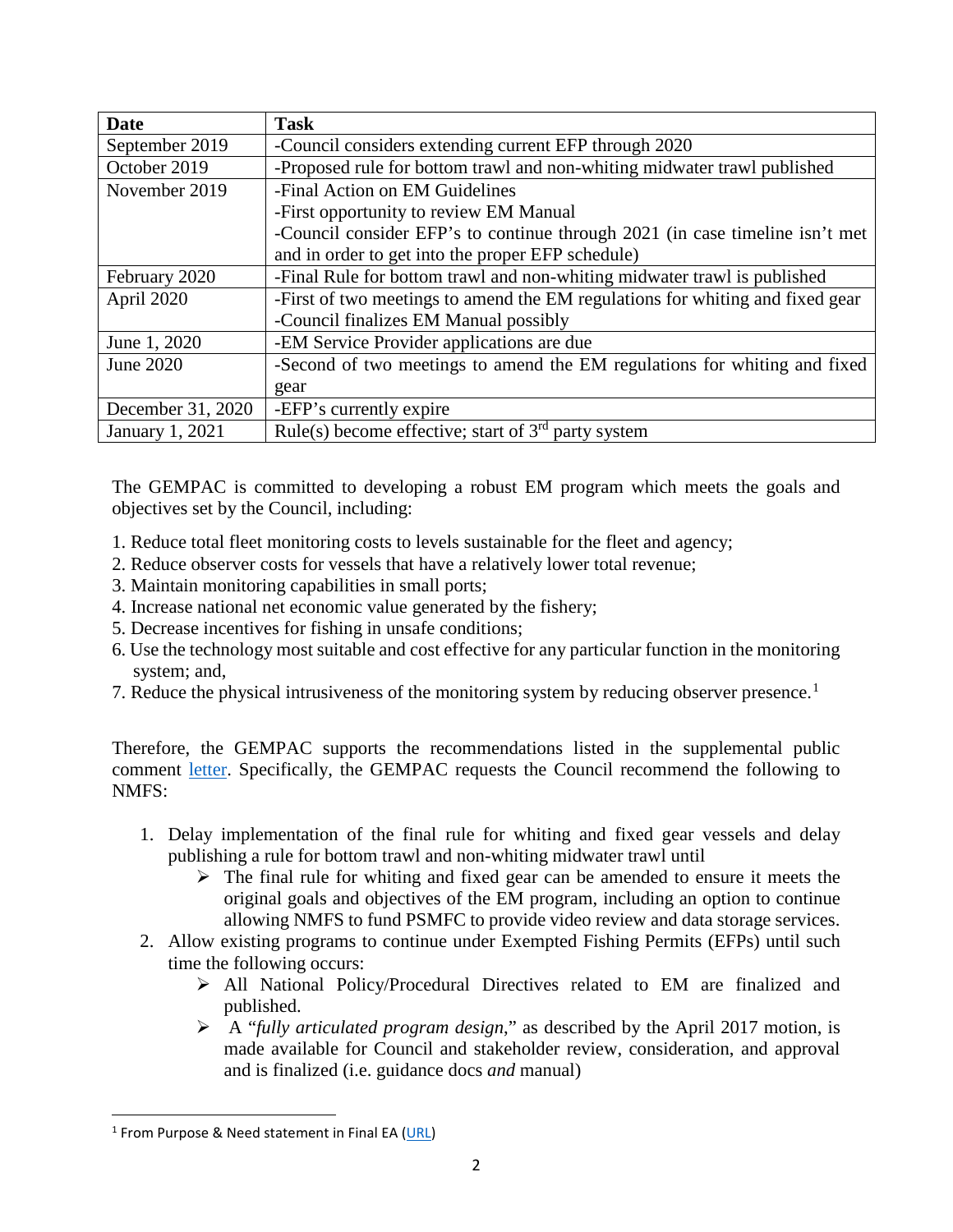| Date | Task |
| --- | --- |
| September 2019 | -Council considers extending current EFP through 2020 |
| October 2019 | -Proposed rule for bottom trawl and non-whiting midwater trawl published |
| November 2019 | -Final Action on EM Guidelines<br>-First opportunity to review EM Manual<br>-Council consider EFP's to continue through 2021 (in case timeline isn't met and in order to get into the proper EFP schedule) |
| February 2020 | -Final Rule for bottom trawl and non-whiting midwater trawl is published |
| April 2020 | -First of two meetings to amend the EM regulations for whiting and fixed gear<br>-Council finalizes EM Manual possibly |
| June 1, 2020 | -EM Service Provider applications are due |
| June 2020 | -Second of two meetings to amend the EM regulations for whiting and fixed gear |
| December 31, 2020 | -EFP's currently expire |
| January 1, 2021 | Rule(s) become effective; start of 3rd party system |

The GEMPAC is committed to developing a robust EM program which meets the goals and objectives set by the Council, including:

1. Reduce total fleet monitoring costs to levels sustainable for the fleet and agency;
2. Reduce observer costs for vessels that have a relatively lower total revenue;
3. Maintain monitoring capabilities in small ports;
4. Increase national net economic value generated by the fishery;
5. Decrease incentives for fishing in unsafe conditions;
6. Use the technology most suitable and cost effective for any particular function in the monitoring system; and,
7. Reduce the physical intrusiveness of the monitoring system by reducing observer presence.[1]

Therefore, the GEMPAC supports the recommendations listed in the supplemental public comment letter. Specifically, the GEMPAC requests the Council recommend the following to NMFS:

1. Delay implementation of the final rule for whiting and fixed gear vessels and delay publishing a rule for bottom trawl and non-whiting midwater trawl until
   - The final rule for whiting and fixed gear can be amended to ensure it meets the original goals and objectives of the EM program, including an option to continue allowing NMFS to fund PSMFC to provide video review and data storage services.
2. Allow existing programs to continue under Exempted Fishing Permits (EFPs) until such time the following occurs:
   - All National Policy/Procedural Directives related to EM are finalized and published.
   - A "*fully articulated program design*," as described by the April 2017 motion, is made available for Council and stakeholder review, consideration, and approval and is finalized (i.e. guidance docs *and* manual)

[1] From Purpose & Need statement in Final EA (URL)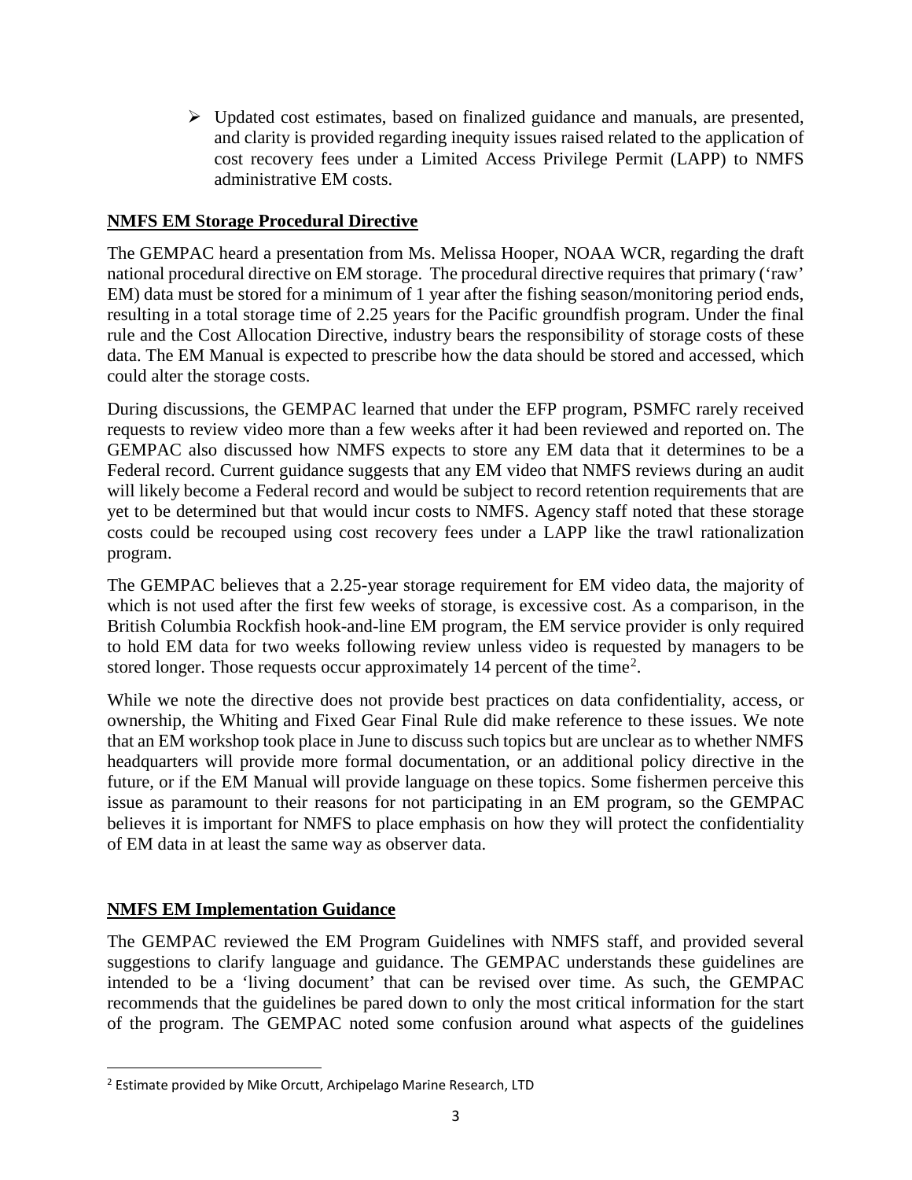- Updated cost estimates, based on finalized guidance and manuals, are presented, and clarity is provided regarding inequity issues raised related to the application of cost recovery fees under a Limited Access Privilege Permit (LAPP) to NMFS administrative EM costs.

**NMFS EM Storage Procedural Directive**

The GEMPAC heard a presentation from Ms. Melissa Hooper, NOAA WCR, regarding the draft national procedural directive on EM storage. The procedural directive requires that primary ('raw' EM) data must be stored for a minimum of 1 year after the fishing season/monitoring period ends, resulting in a total storage time of 2.25 years for the Pacific groundfish program. Under the final rule and the Cost Allocation Directive, industry bears the responsibility of storage costs of these data. The EM Manual is expected to prescribe how the data should be stored and accessed, which could alter the storage costs.

During discussions, the GEMPAC learned that under the EFP program, PSMFC rarely received requests to review video more than a few weeks after it had been reviewed and reported on. The GEMPAC also discussed how NMFS expects to store any EM data that it determines to be a Federal record. Current guidance suggests that any EM video that NMFS reviews during an audit will likely become a Federal record and would be subject to record retention requirements that are yet to be determined but that would incur costs to NMFS. Agency staff noted that these storage costs could be recouped using cost recovery fees under a LAPP like the trawl rationalization program.

The GEMPAC believes that a 2.25-year storage requirement for EM video data, the majority of which is not used after the first few weeks of storage, is excessive cost. As a comparison, in the British Columbia Rockfish hook-and-line EM program, the EM service provider is only required to hold EM data for two weeks following review unless video is requested by managers to be stored longer. Those requests occur approximately 14 percent of the time[2].

While we note the directive does not provide best practices on data confidentiality, access, or ownership, the Whiting and Fixed Gear Final Rule did make reference to these issues. We note that an EM workshop took place in June to discuss such topics but are unclear as to whether NMFS headquarters will provide more formal documentation, or an additional policy directive in the future, or if the EM Manual will provide language on these topics. Some fishermen perceive this issue as paramount to their reasons for not participating in an EM program, so the GEMPAC believes it is important for NMFS to place emphasis on how they will protect the confidentiality of EM data in at least the same way as observer data.

**NMFS EM Implementation Guidance**

The GEMPAC reviewed the EM Program Guidelines with NMFS staff, and provided several suggestions to clarify language and guidance. The GEMPAC understands these guidelines are intended to be a 'living document' that can be revised over time. As such, the GEMPAC recommends that the guidelines be pared down to only the most critical information for the start of the program. The GEMPAC noted some confusion around what aspects of the guidelines

---

[2] Estimate provided by Mike Orcutt, Archipelago Marine Research, LTD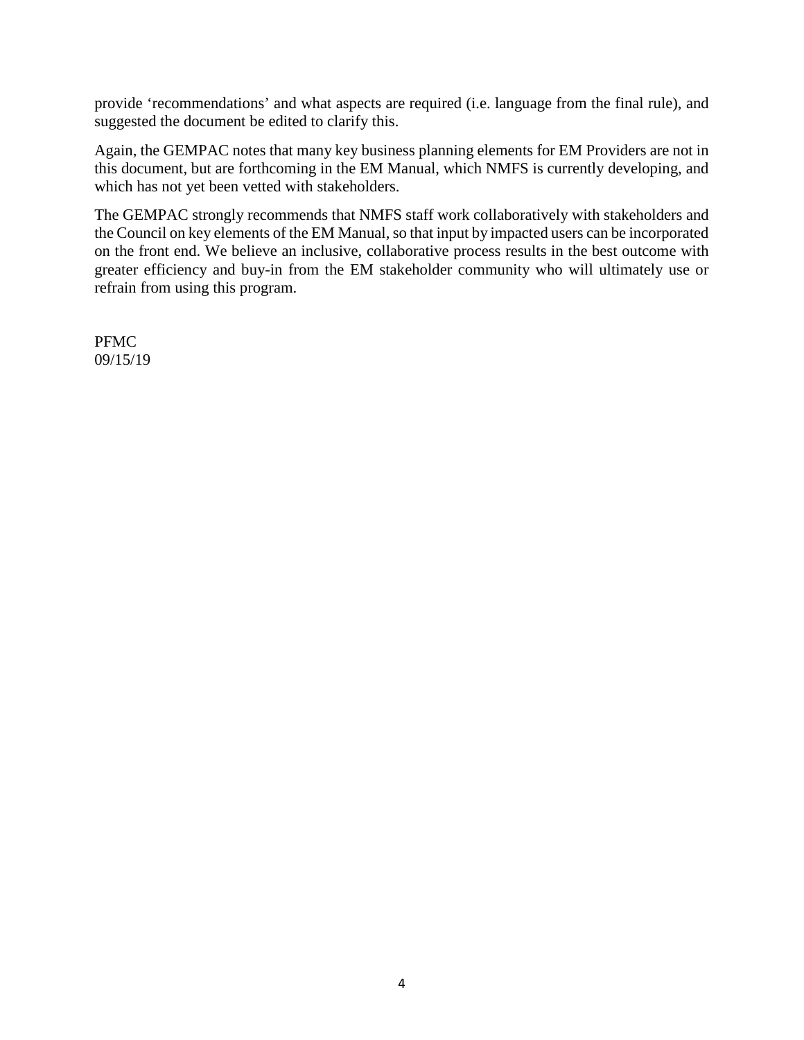provide 'recommendations' and what aspects are required (i.e. language from the final rule), and suggested the document be edited to clarify this.

Again, the GEMPAC notes that many key business planning elements for EM Providers are not in this document, but are forthcoming in the EM Manual, which NMFS is currently developing, and which has not yet been vetted with stakeholders.

The GEMPAC strongly recommends that NMFS staff work collaboratively with stakeholders and the Council on key elements of the EM Manual, so that input by impacted users can be incorporated on the front end. We believe an inclusive, collaborative process results in the best outcome with greater efficiency and buy-in from the EM stakeholder community who will ultimately use or refrain from using this program.

PFMC
09/15/19